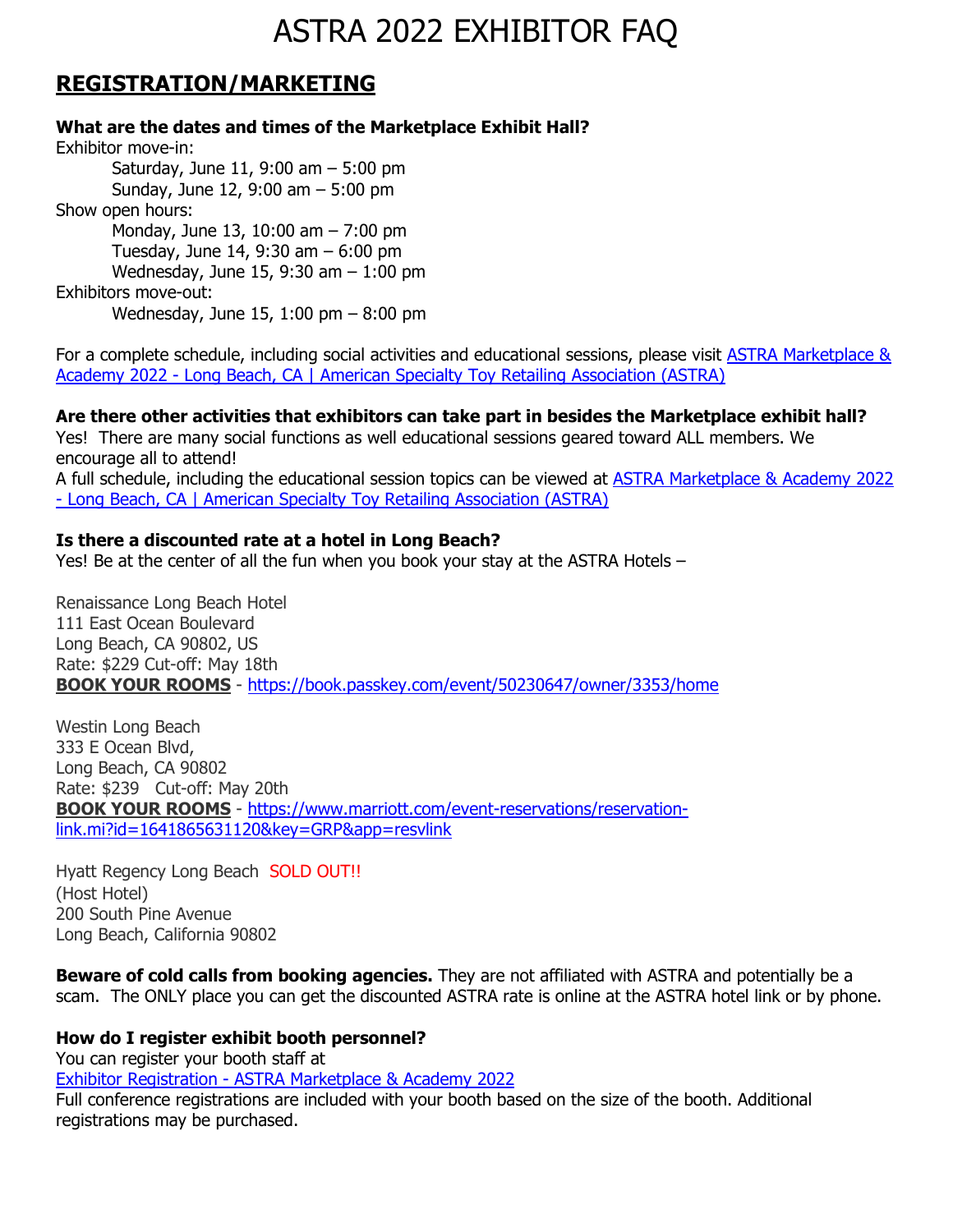# ASTRA 2022 EXHIBITOR FAQ

## REGISTRATION/MARKETING

**What are the dates and times of the Marketplace Exhibit Hall?**

Exhibitor move-in:

- Saturday, June 11, 9:00 am – 5:00 pm
- Sunday, June 12, 9:00 am – 5:00 pm

Show open hours:

- Monday, June 13, 10:00 am – 7:00 pm
- Tuesday, June 14, 9:30 am – 6:00 pm
- Wednesday, June 15, 9:30 am – 1:00 pm

Exhibitors move-out:

- Wednesday, June 15, 1:00 pm – 8:00 pm

For a complete schedule, including social activities and educational sessions, please visit [ASTRA Marketplace & Academy 2022 - Long Beach, CA | American Specialty Toy Retailing Association (ASTRA)]

**Are there other activities that exhibitors can take part in besides the Marketplace exhibit hall?**

Yes! There are many social functions as well educational sessions geared toward ALL members. We encourage all to attend!

A full schedule, including the educational session topics can be viewed at [ASTRA Marketplace & Academy 2022 - Long Beach, CA | American Specialty Toy Retailing Association (ASTRA)]

**Is there a discounted rate at a hotel in Long Beach?**

Yes! Be at the center of all the fun when you book your stay at the ASTRA Hotels –

Renaissance Long Beach Hotel
111 East Ocean Boulevard
Long Beach, CA 90802, US
Rate: $229 Cut-off: May 18th
**BOOK YOUR ROOMS** - https://book.passkey.com/event/50230647/owner/3353/home

Westin Long Beach
333 E Ocean Blvd,
Long Beach, CA 90802
Rate: $239 Cut-off: May 20th
**BOOK YOUR ROOMS** - https://www.marriott.com/event-reservations/reservation-link.mi?id=1641865631120&key=GRP&app=resvlink

Hyatt Regency Long Beach SOLD OUT!!
(Host Hotel)
200 South Pine Avenue
Long Beach, California 90802

**Beware of cold calls from booking agencies.** They are not affiliated with ASTRA and potentially be a scam. The ONLY place you can get the discounted ASTRA rate is online at the ASTRA hotel link or by phone.

**How do I register exhibit booth personnel?**

You can register your booth staff at
[Exhibitor Registration - ASTRA Marketplace & Academy 2022]

Full conference registrations are included with your booth based on the size of the booth. Additional registrations may be purchased.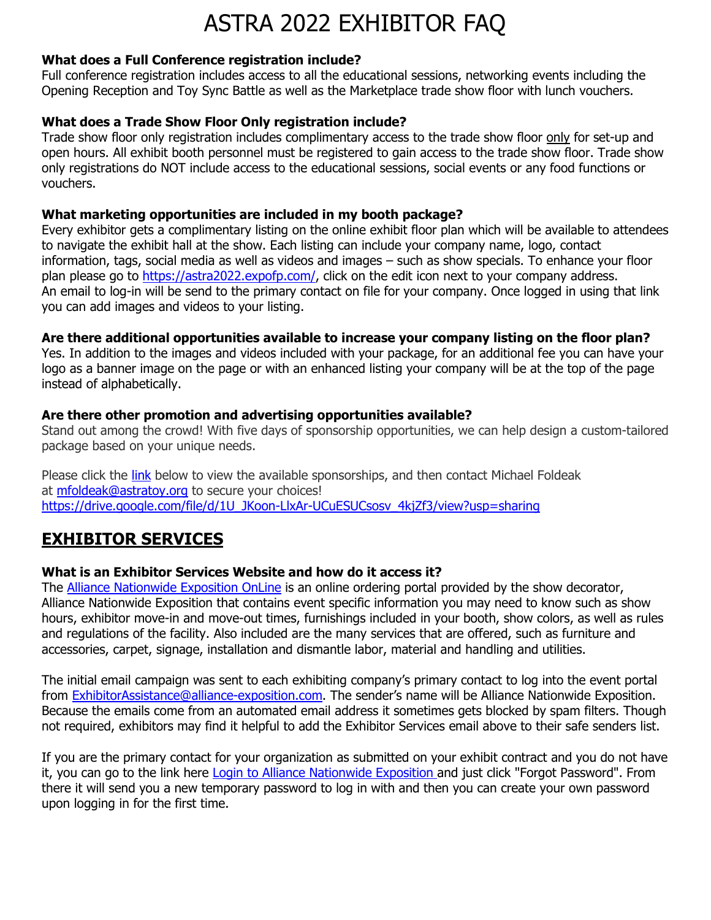# ASTRA 2022 EXHIBITOR FAQ

**What does a Full Conference registration include?**

Full conference registration includes access to all the educational sessions, networking events including the Opening Reception and Toy Sync Battle as well as the Marketplace trade show floor with lunch vouchers.

**What does a Trade Show Floor Only registration include?**

Trade show floor only registration includes complimentary access to the trade show floor only for set-up and open hours. All exhibit booth personnel must be registered to gain access to the trade show floor. Trade show only registrations do NOT include access to the educational sessions, social events or any food functions or vouchers.

**What marketing opportunities are included in my booth package?**

Every exhibitor gets a complimentary listing on the online exhibit floor plan which will be available to attendees to navigate the exhibit hall at the show. Each listing can include your company name, logo, contact information, tags, social media as well as videos and images – such as show specials. To enhance your floor plan please go to https://astra2022.expofp.com/, click on the edit icon next to your company address. An email to log-in will be send to the primary contact on file for your company. Once logged in using that link you can add images and videos to your listing.

**Are there additional opportunities available to increase your company listing on the floor plan?**

Yes. In addition to the images and videos included with your package, for an additional fee you can have your logo as a banner image on the page or with an enhanced listing your company will be at the top of the page instead of alphabetically.

**Are there other promotion and advertising opportunities available?**

Stand out among the crowd! With five days of sponsorship opportunities, we can help design a custom-tailored package based on your unique needs.

Please click the link below to view the available sponsorships, and then contact Michael Foldeak at mfoldeak@astratoy.org to secure your choices!
https://drive.google.com/file/d/1U_JKoon-LlxAr-UCuESUCsosv_4kjZf3/view?usp=sharing

## EXHIBITOR SERVICES

**What is an Exhibitor Services Website and how do it access it?**

The Alliance Nationwide Exposition OnLine is an online ordering portal provided by the show decorator, Alliance Nationwide Exposition that contains event specific information you may need to know such as show hours, exhibitor move-in and move-out times, furnishings included in your booth, show colors, as well as rules and regulations of the facility. Also included are the many services that are offered, such as furniture and accessories, carpet, signage, installation and dismantle labor, material and handling and utilities.

The initial email campaign was sent to each exhibiting company's primary contact to log into the event portal from ExhibitorAssistance@alliance-exposition.com. The sender's name will be Alliance Nationwide Exposition. Because the emails come from an automated email address it sometimes gets blocked by spam filters. Though not required, exhibitors may find it helpful to add the Exhibitor Services email above to their safe senders list.

If you are the primary contact for your organization as submitted on your exhibit contract and you do not have it, you can go to the link here Login to Alliance Nationwide Exposition and just click "Forgot Password". From there it will send you a new temporary password to log in with and then you can create your own password upon logging in for the first time.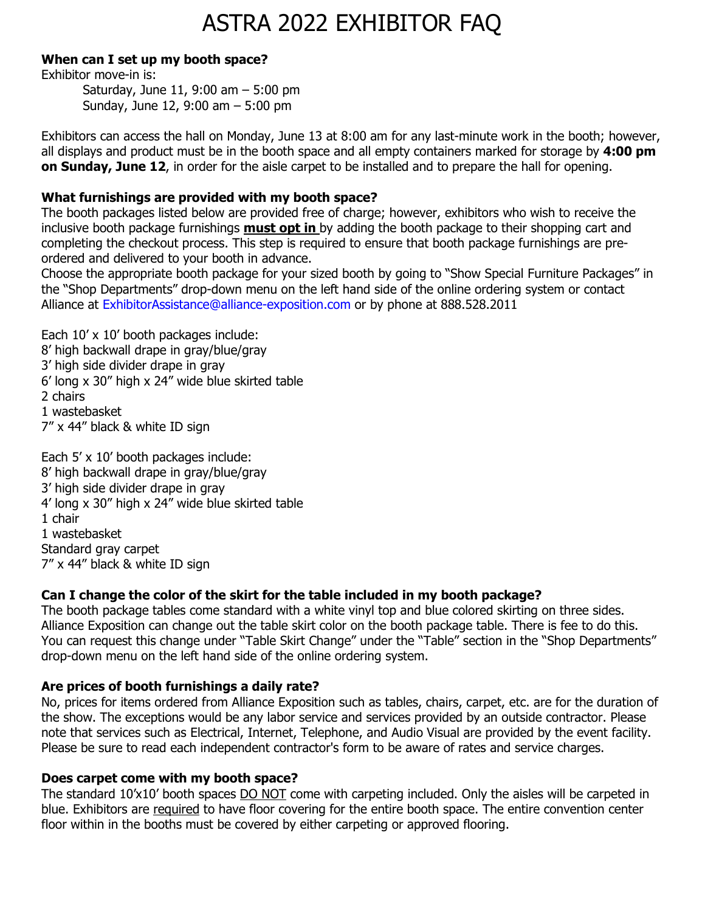# ASTRA 2022 EXHIBITOR FAQ

**When can I set up my booth space?**

Exhibitor move-in is:

Saturday, June 11, 9:00 am – 5:00 pm
Sunday, June 12, 9:00 am – 5:00 pm

Exhibitors can access the hall on Monday, June 13 at 8:00 am for any last-minute work in the booth; however, all displays and product must be in the booth space and all empty containers marked for storage by **4:00 pm on Sunday, June 12**, in order for the aisle carpet to be installed and to prepare the hall for opening.

**What furnishings are provided with my booth space?**

The booth packages listed below are provided free of charge; however, exhibitors who wish to receive the inclusive booth package furnishings **must opt in** by adding the booth package to their shopping cart and completing the checkout process. This step is required to ensure that booth package furnishings are pre-ordered and delivered to your booth in advance.

Choose the appropriate booth package for your sized booth by going to "Show Special Furniture Packages" in the "Shop Departments" drop-down menu on the left hand side of the online ordering system or contact Alliance at ExhibitorAssistance@alliance-exposition.com or by phone at 888.528.2011

Each 10' x 10' booth packages include:
8' high backwall drape in gray/blue/gray
3' high side divider drape in gray
6' long x 30" high x 24" wide blue skirted table
2 chairs
1 wastebasket
7" x 44" black & white ID sign

Each 5' x 10' booth packages include:
8' high backwall drape in gray/blue/gray
3' high side divider drape in gray
4' long x 30" high x 24" wide blue skirted table
1 chair
1 wastebasket
Standard gray carpet
7" x 44" black & white ID sign

**Can I change the color of the skirt for the table included in my booth package?**

The booth package tables come standard with a white vinyl top and blue colored skirting on three sides. Alliance Exposition can change out the table skirt color on the booth package table. There is fee to do this. You can request this change under "Table Skirt Change" under the "Table" section in the "Shop Departments" drop-down menu on the left hand side of the online ordering system.

**Are prices of booth furnishings a daily rate?**

No, prices for items ordered from Alliance Exposition such as tables, chairs, carpet, etc. are for the duration of the show. The exceptions would be any labor service and services provided by an outside contractor. Please note that services such as Electrical, Internet, Telephone, and Audio Visual are provided by the event facility. Please be sure to read each independent contractor's form to be aware of rates and service charges.

**Does carpet come with my booth space?**

The standard 10'x10' booth spaces DO NOT come with carpeting included. Only the aisles will be carpeted in blue. Exhibitors are required to have floor covering for the entire booth space. The entire convention center floor within in the booths must be covered by either carpeting or approved flooring.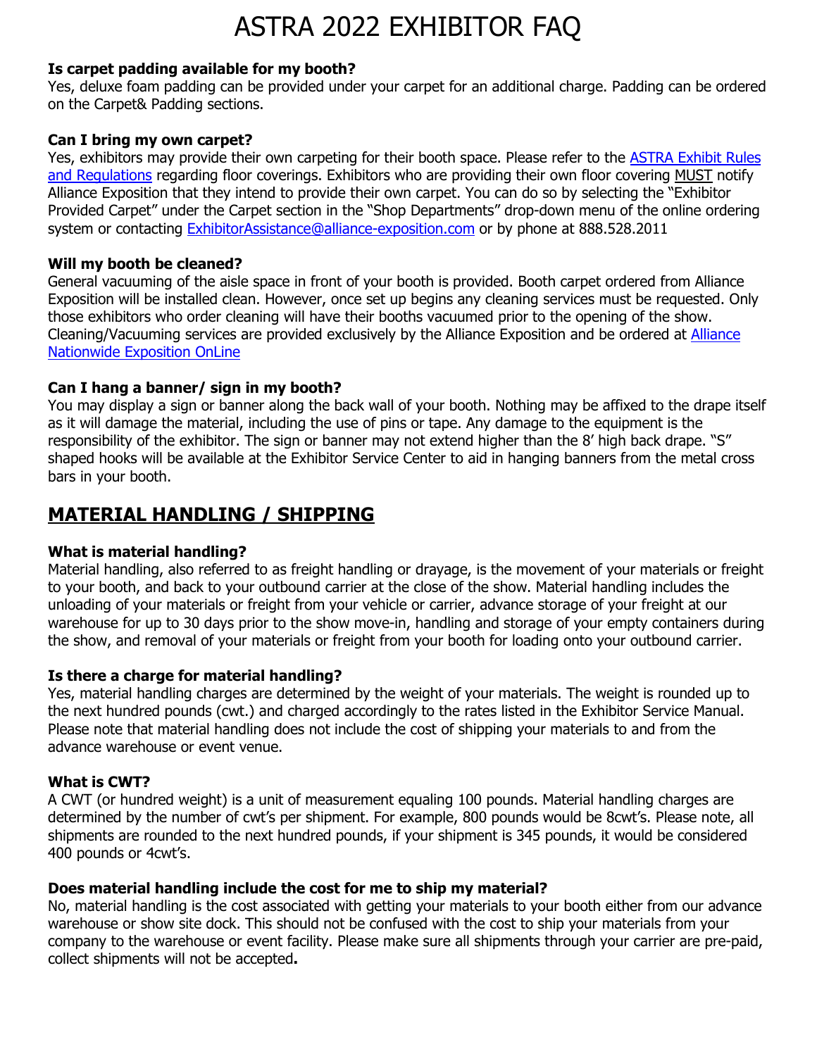# ASTRA 2022 EXHIBITOR FAQ

**Is carpet padding available for my booth?**
Yes, deluxe foam padding can be provided under your carpet for an additional charge. Padding can be ordered on the Carpet& Padding sections.

**Can I bring my own carpet?**
Yes, exhibitors may provide their own carpeting for their booth space. Please refer to the ASTRA Exhibit Rules and Regulations regarding floor coverings. Exhibitors who are providing their own floor covering MUST notify Alliance Exposition that they intend to provide their own carpet. You can do so by selecting the "Exhibitor Provided Carpet" under the Carpet section in the "Shop Departments" drop-down menu of the online ordering system or contacting ExhibitorAssistance@alliance-exposition.com or by phone at 888.528.2011

**Will my booth be cleaned?**
General vacuuming of the aisle space in front of your booth is provided. Booth carpet ordered from Alliance Exposition will be installed clean. However, once set up begins any cleaning services must be requested. Only those exhibitors who order cleaning will have their booths vacuumed prior to the opening of the show. Cleaning/Vacuuming services are provided exclusively by the Alliance Exposition and be ordered at Alliance Nationwide Exposition OnLine

**Can I hang a banner/ sign in my booth?**
You may display a sign or banner along the back wall of your booth. Nothing may be affixed to the drape itself as it will damage the material, including the use of pins or tape. Any damage to the equipment is the responsibility of the exhibitor. The sign or banner may not extend higher than the 8' high back drape. "S" shaped hooks will be available at the Exhibitor Service Center to aid in hanging banners from the metal cross bars in your booth.

## MATERIAL HANDLING / SHIPPING

**What is material handling?**
Material handling, also referred to as freight handling or drayage, is the movement of your materials or freight to your booth, and back to your outbound carrier at the close of the show. Material handling includes the unloading of your materials or freight from your vehicle or carrier, advance storage of your freight at our warehouse for up to 30 days prior to the show move-in, handling and storage of your empty containers during the show, and removal of your materials or freight from your booth for loading onto your outbound carrier.

**Is there a charge for material handling?**
Yes, material handling charges are determined by the weight of your materials. The weight is rounded up to the next hundred pounds (cwt.) and charged accordingly to the rates listed in the Exhibitor Service Manual. Please note that material handling does not include the cost of shipping your materials to and from the advance warehouse or event venue.

**What is CWT?**
A CWT (or hundred weight) is a unit of measurement equaling 100 pounds. Material handling charges are determined by the number of cwt's per shipment. For example, 800 pounds would be 8cwt's. Please note, all shipments are rounded to the next hundred pounds, if your shipment is 345 pounds, it would be considered 400 pounds or 4cwt's.

**Does material handling include the cost for me to ship my material?**
No, material handling is the cost associated with getting your materials to your booth either from our advance warehouse or show site dock. This should not be confused with the cost to ship your materials from your company to the warehouse or event facility. Please make sure all shipments through your carrier are pre-paid, collect shipments will not be accepted.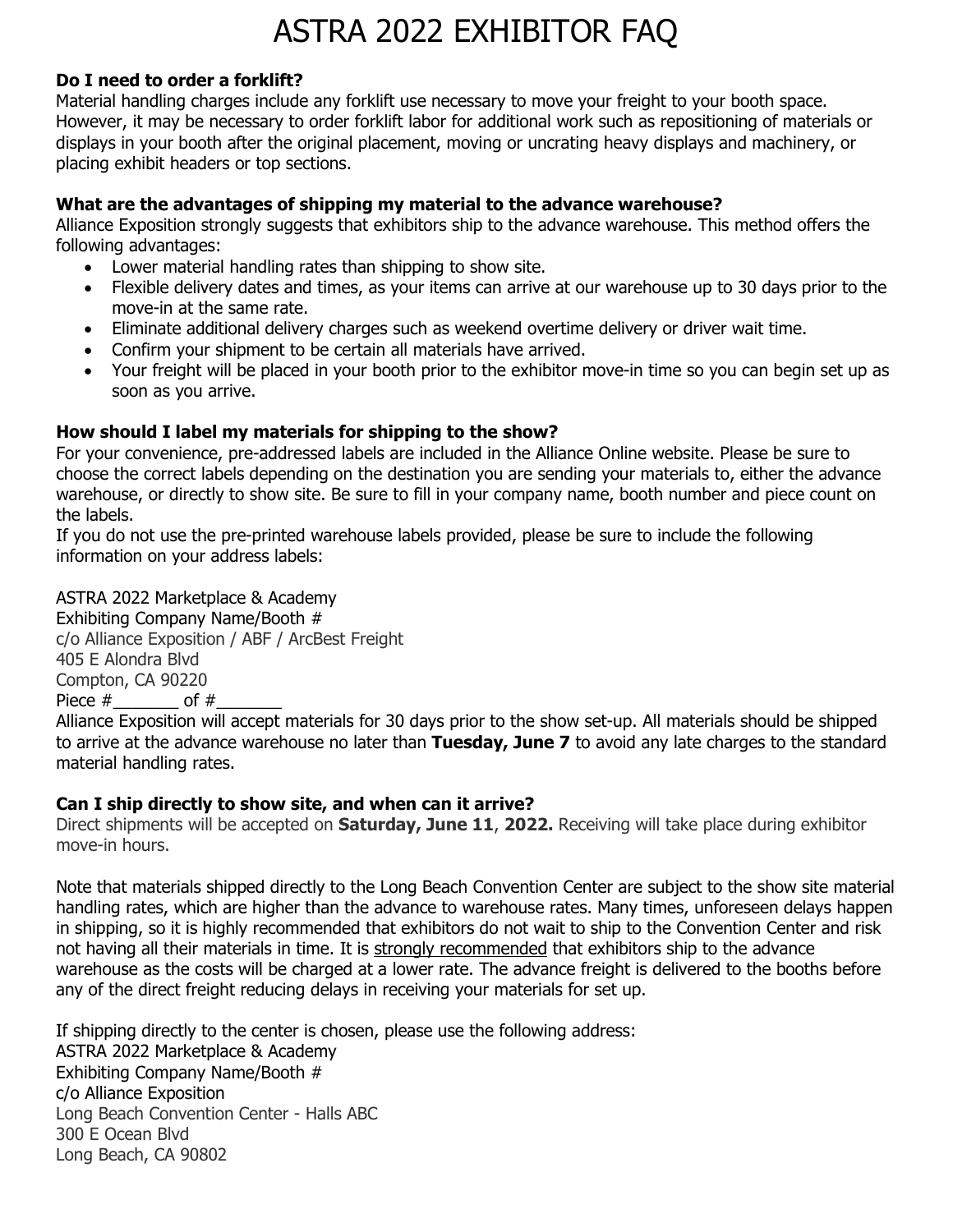# ASTRA 2022 EXHIBITOR FAQ

**Do I need to order a forklift?**

Material handling charges include any forklift use necessary to move your freight to your booth space. However, it may be necessary to order forklift labor for additional work such as repositioning of materials or displays in your booth after the original placement, moving or uncrating heavy displays and machinery, or placing exhibit headers or top sections.

**What are the advantages of shipping my material to the advance warehouse?**

Alliance Exposition strongly suggests that exhibitors ship to the advance warehouse. This method offers the following advantages:

- Lower material handling rates than shipping to show site.
- Flexible delivery dates and times, as your items can arrive at our warehouse up to 30 days prior to the move-in at the same rate.
- Eliminate additional delivery charges such as weekend overtime delivery or driver wait time.
- Confirm your shipment to be certain all materials have arrived.
- Your freight will be placed in your booth prior to the exhibitor move-in time so you can begin set up as soon as you arrive.

**How should I label my materials for shipping to the show?**

For your convenience, pre-addressed labels are included in the Alliance Online website. Please be sure to choose the correct labels depending on the destination you are sending your materials to, either the advance warehouse, or directly to show site. Be sure to fill in your company name, booth number and piece count on the labels.

If you do not use the pre-printed warehouse labels provided, please be sure to include the following information on your address labels:

ASTRA 2022 Marketplace & Academy
Exhibiting Company Name/Booth #
c/o Alliance Exposition / ABF / ArcBest Freight
405 E Alondra Blvd
Compton, CA 90220
Piece #_______ of #_______

Alliance Exposition will accept materials for 30 days prior to the show set-up. All materials should be shipped to arrive at the advance warehouse no later than **Tuesday, June 7** to avoid any late charges to the standard material handling rates.

**Can I ship directly to show site, and when can it arrive?**

Direct shipments will be accepted on **Saturday, June 11**, **2022.** Receiving will take place during exhibitor move-in hours.

Note that materials shipped directly to the Long Beach Convention Center are subject to the show site material handling rates, which are higher than the advance to warehouse rates. Many times, unforeseen delays happen in shipping, so it is highly recommended that exhibitors do not wait to ship to the Convention Center and risk not having all their materials in time. It is strongly recommended that exhibitors ship to the advance warehouse as the costs will be charged at a lower rate. The advance freight is delivered to the booths before any of the direct freight reducing delays in receiving your materials for set up.

If shipping directly to the center is chosen, please use the following address:
ASTRA 2022 Marketplace & Academy
Exhibiting Company Name/Booth #
c/o Alliance Exposition
Long Beach Convention Center - Halls ABC
300 E Ocean Blvd
Long Beach, CA 90802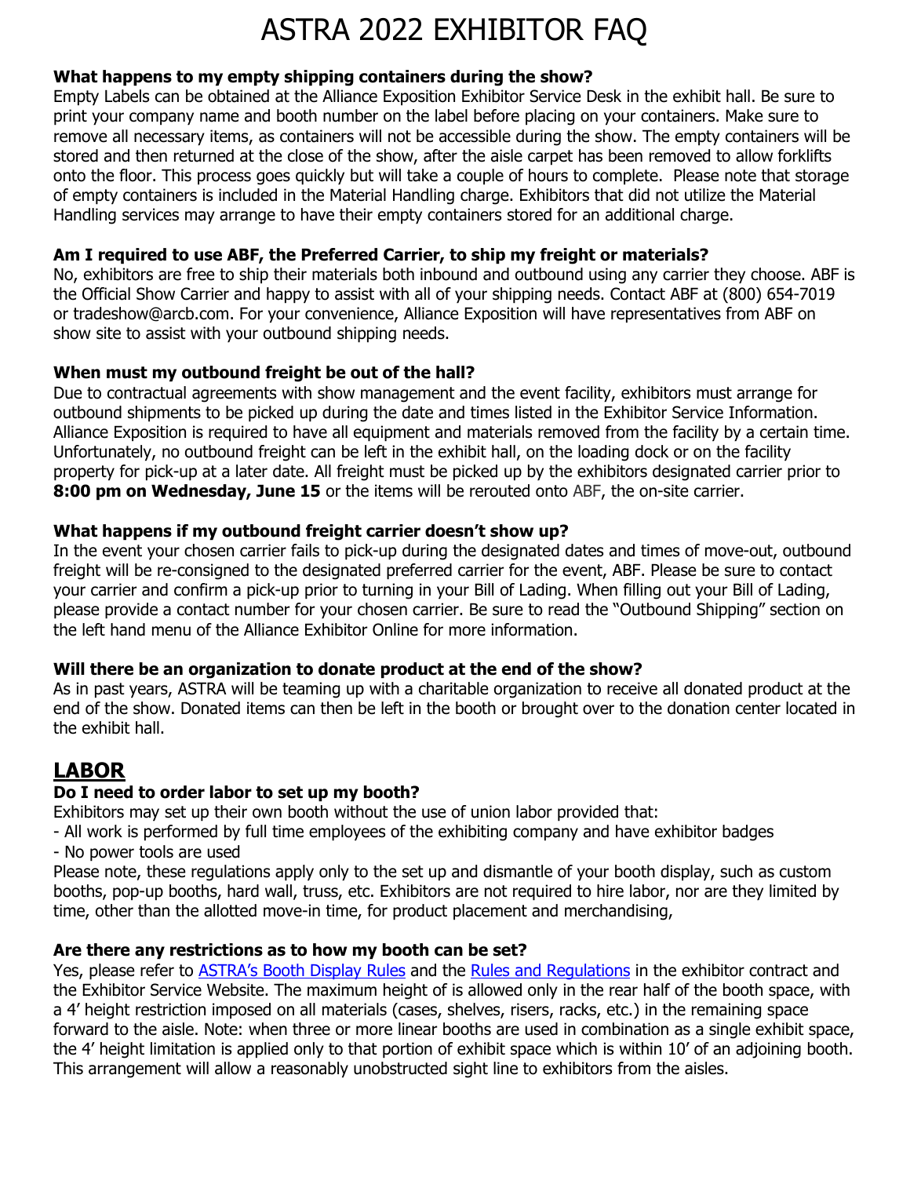# ASTRA 2022 EXHIBITOR FAQ

**What happens to my empty shipping containers during the show?**

Empty Labels can be obtained at the Alliance Exposition Exhibitor Service Desk in the exhibit hall. Be sure to print your company name and booth number on the label before placing on your containers. Make sure to remove all necessary items, as containers will not be accessible during the show. The empty containers will be stored and then returned at the close of the show, after the aisle carpet has been removed to allow forklifts onto the floor. This process goes quickly but will take a couple of hours to complete. Please note that storage of empty containers is included in the Material Handling charge. Exhibitors that did not utilize the Material Handling services may arrange to have their empty containers stored for an additional charge.

**Am I required to use ABF, the Preferred Carrier, to ship my freight or materials?**

No, exhibitors are free to ship their materials both inbound and outbound using any carrier they choose. ABF is the Official Show Carrier and happy to assist with all of your shipping needs. Contact ABF at (800) 654-7019 or tradeshow@arcb.com. For your convenience, Alliance Exposition will have representatives from ABF on show site to assist with your outbound shipping needs.

**When must my outbound freight be out of the hall?**

Due to contractual agreements with show management and the event facility, exhibitors must arrange for outbound shipments to be picked up during the date and times listed in the Exhibitor Service Information. Alliance Exposition is required to have all equipment and materials removed from the facility by a certain time. Unfortunately, no outbound freight can be left in the exhibit hall, on the loading dock or on the facility property for pick-up at a later date. All freight must be picked up by the exhibitors designated carrier prior to **8:00 pm on Wednesday, June 15** or the items will be rerouted onto ABF, the on-site carrier.

**What happens if my outbound freight carrier doesn't show up?**

In the event your chosen carrier fails to pick-up during the designated dates and times of move-out, outbound freight will be re-consigned to the designated preferred carrier for the event, ABF. Please be sure to contact your carrier and confirm a pick-up prior to turning in your Bill of Lading. When filling out your Bill of Lading, please provide a contact number for your chosen carrier. Be sure to read the "Outbound Shipping" section on the left hand menu of the Alliance Exhibitor Online for more information.

**Will there be an organization to donate product at the end of the show?**

As in past years, ASTRA will be teaming up with a charitable organization to receive all donated product at the end of the show. Donated items can then be left in the booth or brought over to the donation center located in the exhibit hall.

## LABOR

**Do I need to order labor to set up my booth?**

Exhibitors may set up their own booth without the use of union labor provided that:

- All work is performed by full time employees of the exhibiting company and have exhibitor badges
- No power tools are used

Please note, these regulations apply only to the set up and dismantle of your booth display, such as custom booths, pop-up booths, hard wall, truss, etc. Exhibitors are not required to hire labor, nor are they limited by time, other than the allotted move-in time, for product placement and merchandising,

**Are there any restrictions as to how my booth can be set?**

Yes, please refer to ASTRA's Booth Display Rules and the Rules and Regulations in the exhibitor contract and the Exhibitor Service Website. The maximum height of is allowed only in the rear half of the booth space, with a 4' height restriction imposed on all materials (cases, shelves, risers, racks, etc.) in the remaining space forward to the aisle. Note: when three or more linear booths are used in combination as a single exhibit space, the 4' height limitation is applied only to that portion of exhibit space which is within 10' of an adjoining booth. This arrangement will allow a reasonably unobstructed sight line to exhibitors from the aisles.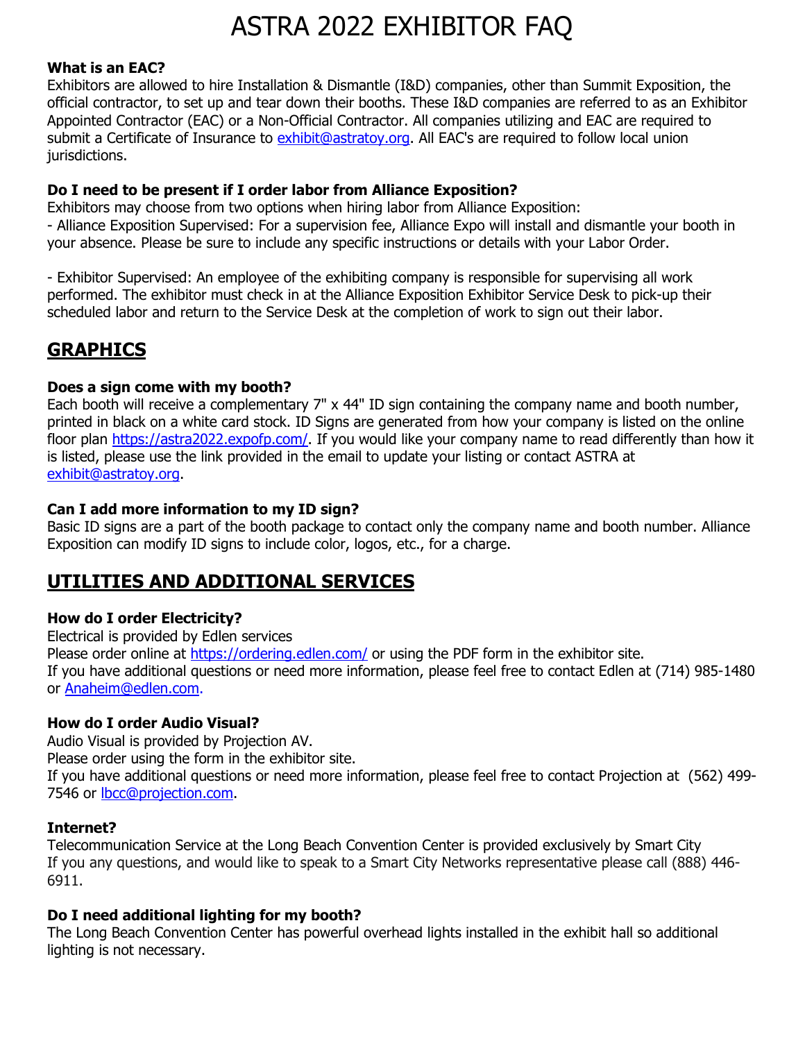# ASTRA 2022 EXHIBITOR FAQ

**What is an EAC?**
Exhibitors are allowed to hire Installation & Dismantle (I&D) companies, other than Summit Exposition, the official contractor, to set up and tear down their booths. These I&D companies are referred to as an Exhibitor Appointed Contractor (EAC) or a Non-Official Contractor. All companies utilizing and EAC are required to submit a Certificate of Insurance to exhibit@astratoy.org. All EAC's are required to follow local union jurisdictions.

**Do I need to be present if I order labor from Alliance Exposition?**
Exhibitors may choose from two options when hiring labor from Alliance Exposition:
- Alliance Exposition Supervised: For a supervision fee, Alliance Expo will install and dismantle your booth in your absence. Please be sure to include any specific instructions or details with your Labor Order.

- Exhibitor Supervised: An employee of the exhibiting company is responsible for supervising all work performed. The exhibitor must check in at the Alliance Exposition Exhibitor Service Desk to pick-up their scheduled labor and return to the Service Desk at the completion of work to sign out their labor.

## GRAPHICS

**Does a sign come with my booth?**
Each booth will receive a complementary 7" x 44" ID sign containing the company name and booth number, printed in black on a white card stock. ID Signs are generated from how your company is listed on the online floor plan https://astra2022.expofp.com/. If you would like your company name to read differently than how it is listed, please use the link provided in the email to update your listing or contact ASTRA at exhibit@astratoy.org.

**Can I add more information to my ID sign?**
Basic ID signs are a part of the booth package to contact only the company name and booth number. Alliance Exposition can modify ID signs to include color, logos, etc., for a charge.

## UTILITIES AND ADDITIONAL SERVICES

**How do I order Electricity?**
Electrical is provided by Edlen services
Please order online at https://ordering.edlen.com/ or using the PDF form in the exhibitor site.
If you have additional questions or need more information, please feel free to contact Edlen at (714) 985-1480 or Anaheim@edlen.com.

**How do I order Audio Visual?**
Audio Visual is provided by Projection AV.
Please order using the form in the exhibitor site.
If you have additional questions or need more information, please feel free to contact Projection at (562) 499-7546 or lbcc@projection.com.

**Internet?**
Telecommunication Service at the Long Beach Convention Center is provided exclusively by Smart City
If you any questions, and would like to speak to a Smart City Networks representative please call (888) 446-6911.

**Do I need additional lighting for my booth?**
The Long Beach Convention Center has powerful overhead lights installed in the exhibit hall so additional lighting is not necessary.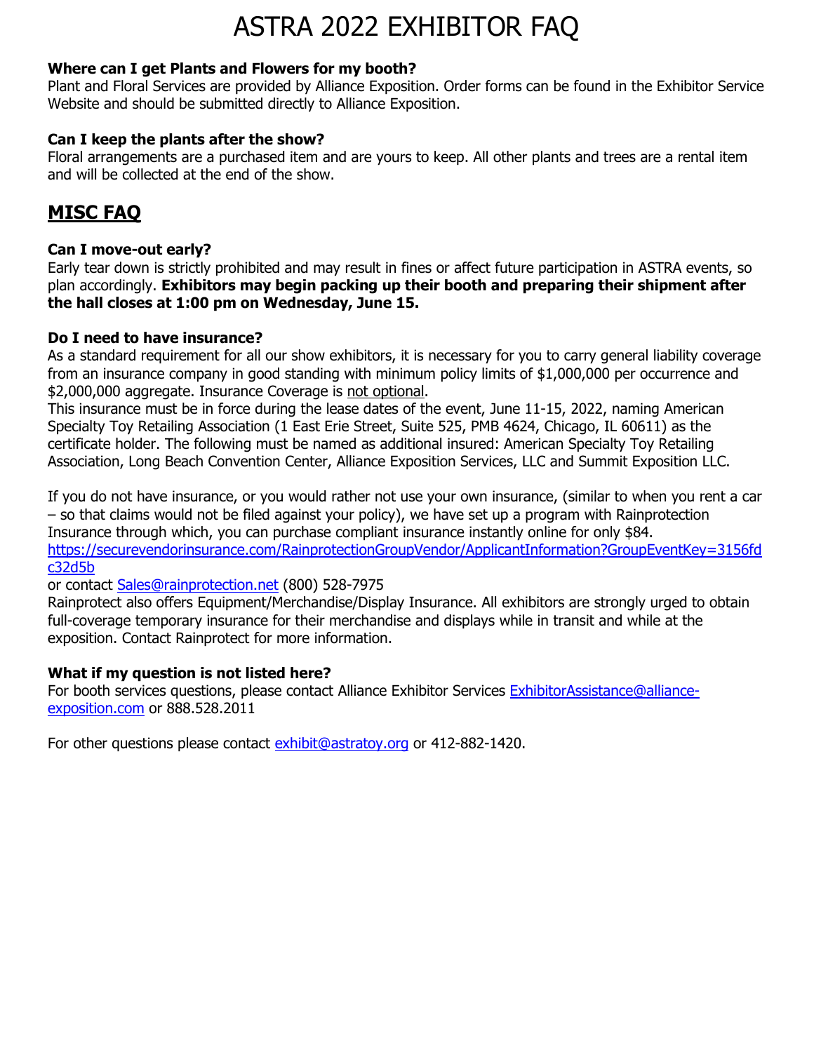# ASTRA 2022 EXHIBITOR FAQ

**Where can I get Plants and Flowers for my booth?**
Plant and Floral Services are provided by Alliance Exposition. Order forms can be found in the Exhibitor Service Website and should be submitted directly to Alliance Exposition.

**Can I keep the plants after the show?**
Floral arrangements are a purchased item and are yours to keep. All other plants and trees are a rental item and will be collected at the end of the show.

## MISC FAQ

**Can I move-out early?**
Early tear down is strictly prohibited and may result in fines or affect future participation in ASTRA events, so plan accordingly. **Exhibitors may begin packing up their booth and preparing their shipment after the hall closes at 1:00 pm on Wednesday, June 15.**

**Do I need to have insurance?**
As a standard requirement for all our show exhibitors, it is necessary for you to carry general liability coverage from an insurance company in good standing with minimum policy limits of $1,000,000 per occurrence and $2,000,000 aggregate. Insurance Coverage is not optional.
This insurance must be in force during the lease dates of the event, June 11-15, 2022, naming American Specialty Toy Retailing Association (1 East Erie Street, Suite 525, PMB 4624, Chicago, IL 60611) as the certificate holder. The following must be named as additional insured: American Specialty Toy Retailing Association, Long Beach Convention Center, Alliance Exposition Services, LLC and Summit Exposition LLC.

If you do not have insurance, or you would rather not use your own insurance, (similar to when you rent a car – so that claims would not be filed against your policy), we have set up a program with Rainprotection Insurance through which, you can purchase compliant insurance instantly online for only $84.
https://securevendorinsurance.com/RainprotectionGroupVendor/ApplicantInformation?GroupEventKey=3156fdc32d5b
or contact Sales@rainprotection.net (800) 528-7975
Rainprotect also offers Equipment/Merchandise/Display Insurance. All exhibitors are strongly urged to obtain full-coverage temporary insurance for their merchandise and displays while in transit and while at the exposition. Contact Rainprotect for more information.

**What if my question is not listed here?**
For booth services questions, please contact Alliance Exhibitor Services ExhibitorAssistance@alliance-exposition.com or 888.528.2011

For other questions please contact exhibit@astratoy.org or 412-882-1420.